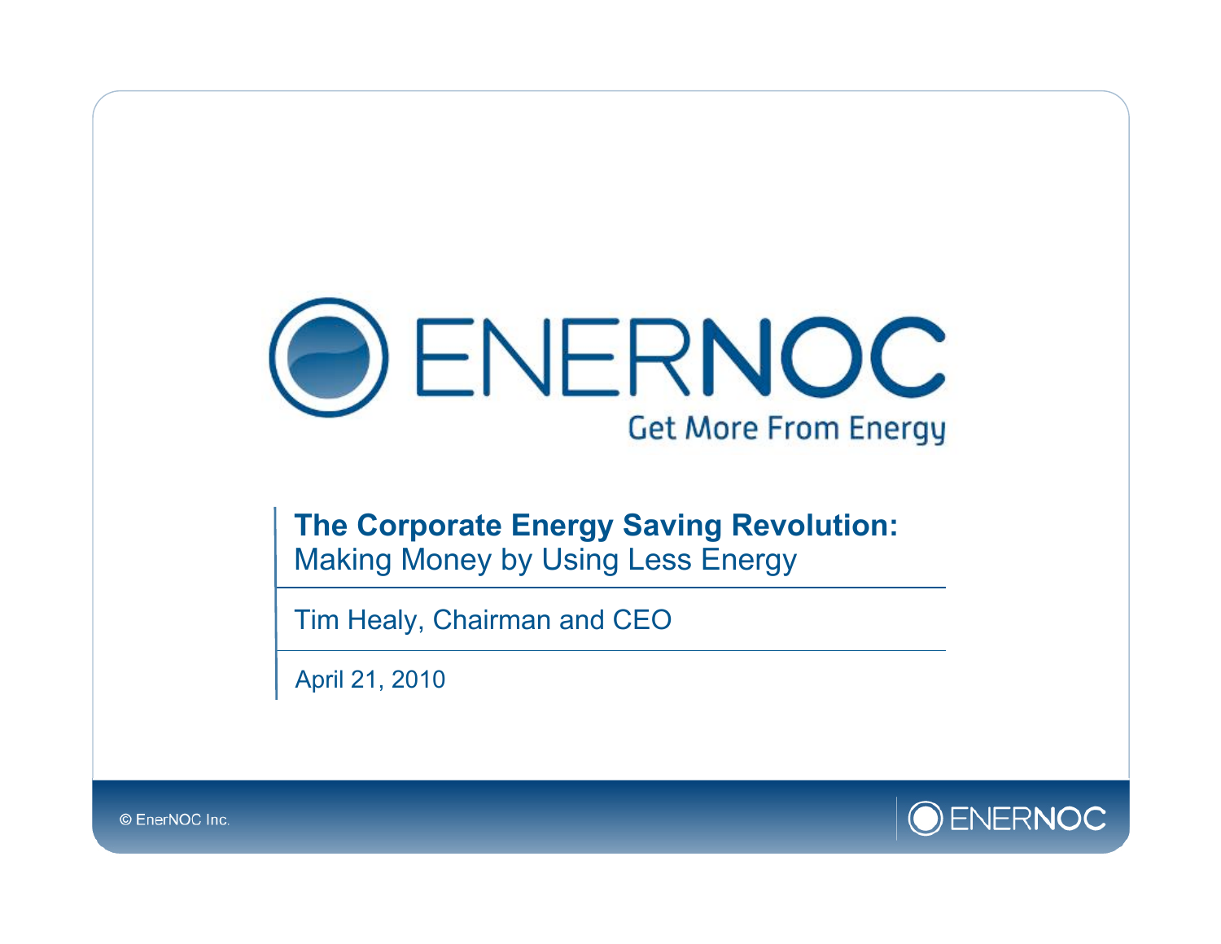# ENERNOC

Get More From Energy

## The Corporate Energy Saving Revolution:
Making Money by Using Less Energy

Tim Healy, Chairman and CEO

April 21, 2010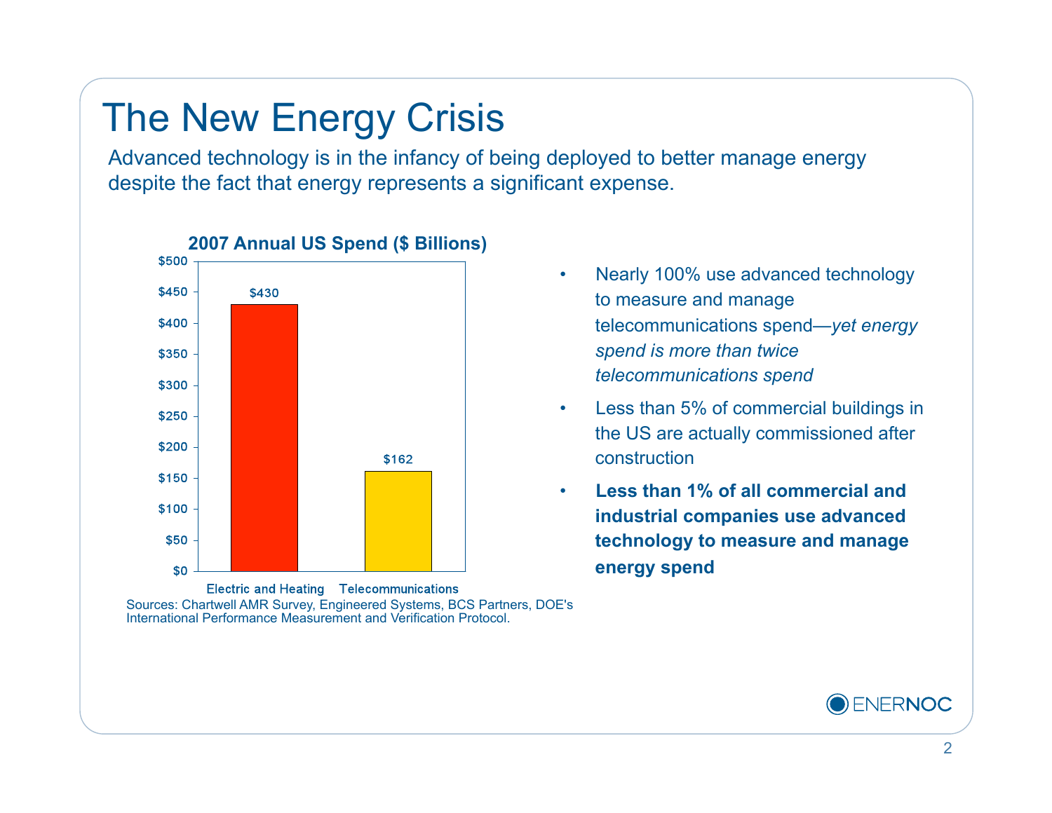# The New Energy Crisis

Advanced technology is in the infancy of being deployed to better manage energy despite the fact that energy represents a significant expense.

**2007 Annual US Spend ($ Billions)**

| Category | Spend ($ Billions) |
| --- | --- |
| Electric and Heating | $430 |
| Telecommunications | $162 |

Sources: Chartwell AMR Survey, Engineered Systems, BCS Partners, DOE's International Performance Measurement and Verification Protocol.

- Nearly 100% use advanced technology to measure and manage telecommunications spend—*yet energy spend is more than twice telecommunications spend*
- Less than 5% of commercial buildings in the US are actually commissioned after construction
- **Less than 1% of all commercial and industrial companies use advanced technology to measure and manage energy spend**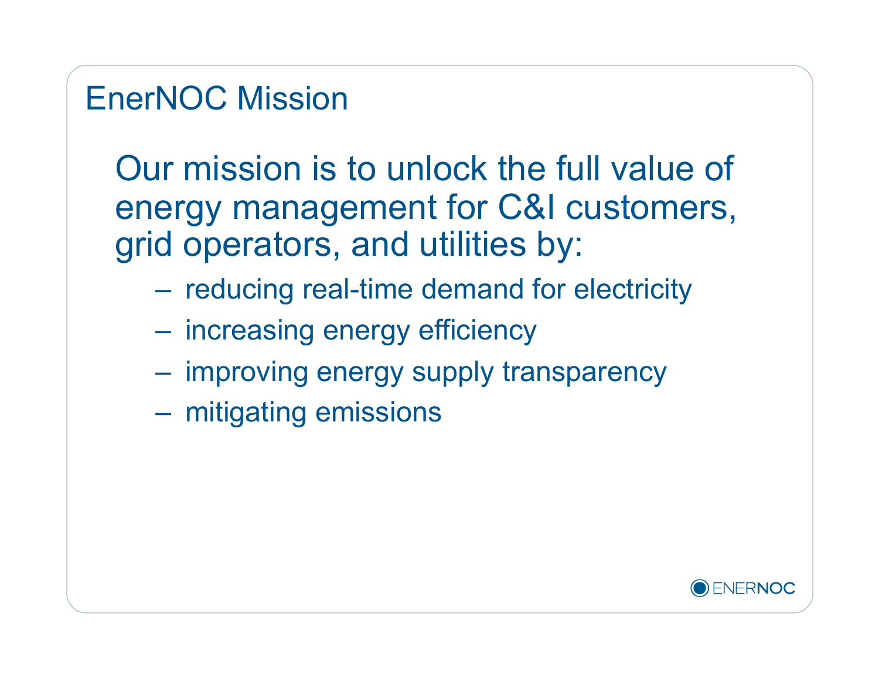# EnerNOC Mission

Our mission is to unlock the full value of energy management for C&I customers, grid operators, and utilities by:

- reducing real-time demand for electricity
- increasing energy efficiency
- improving energy supply transparency
- mitigating emissions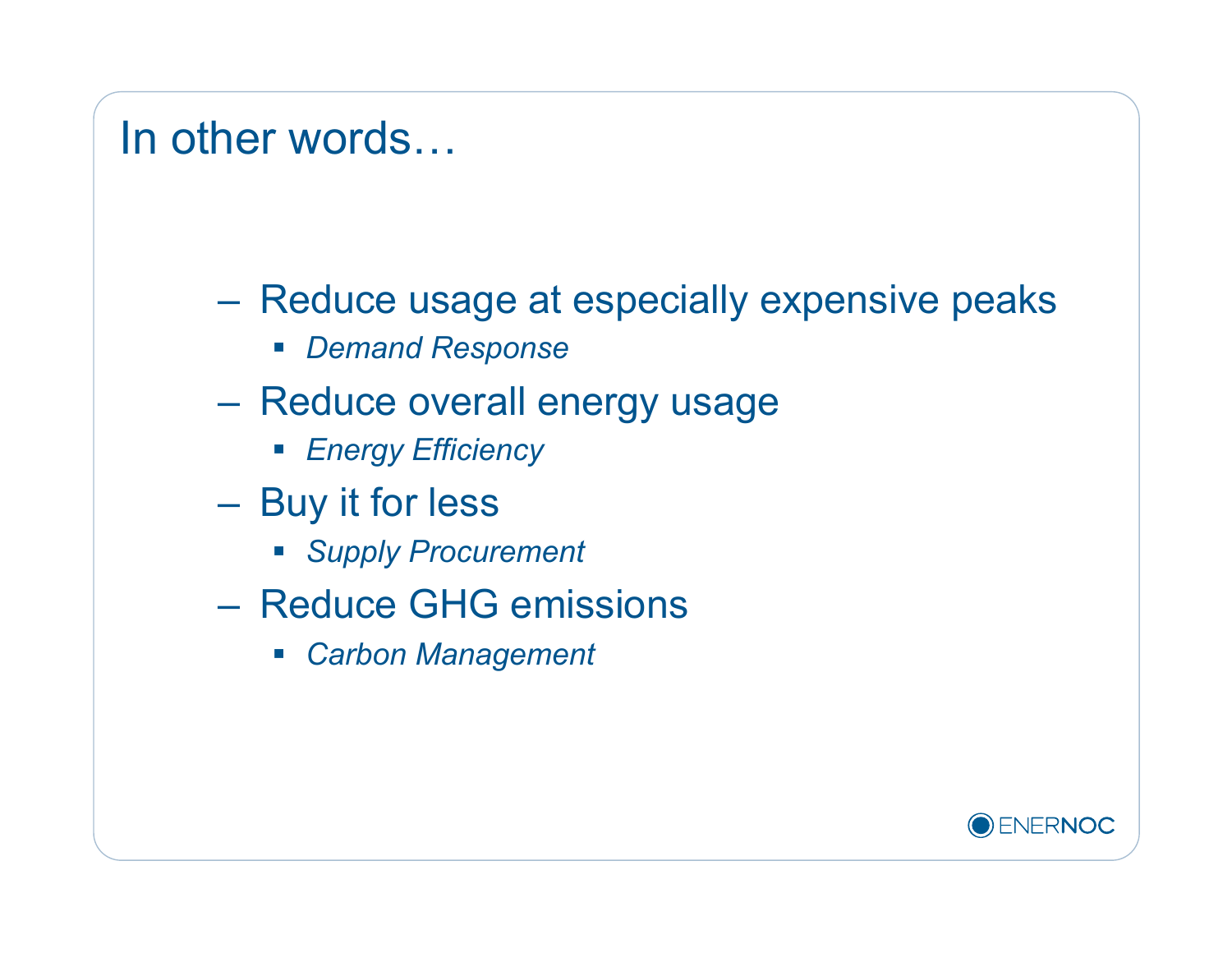# In other words…

- Reduce usage at especially expensive peaks
  - *Demand Response*
- Reduce overall energy usage
  - *Energy Efficiency*
- Buy it for less
  - *Supply Procurement*
- Reduce GHG emissions
  - *Carbon Management*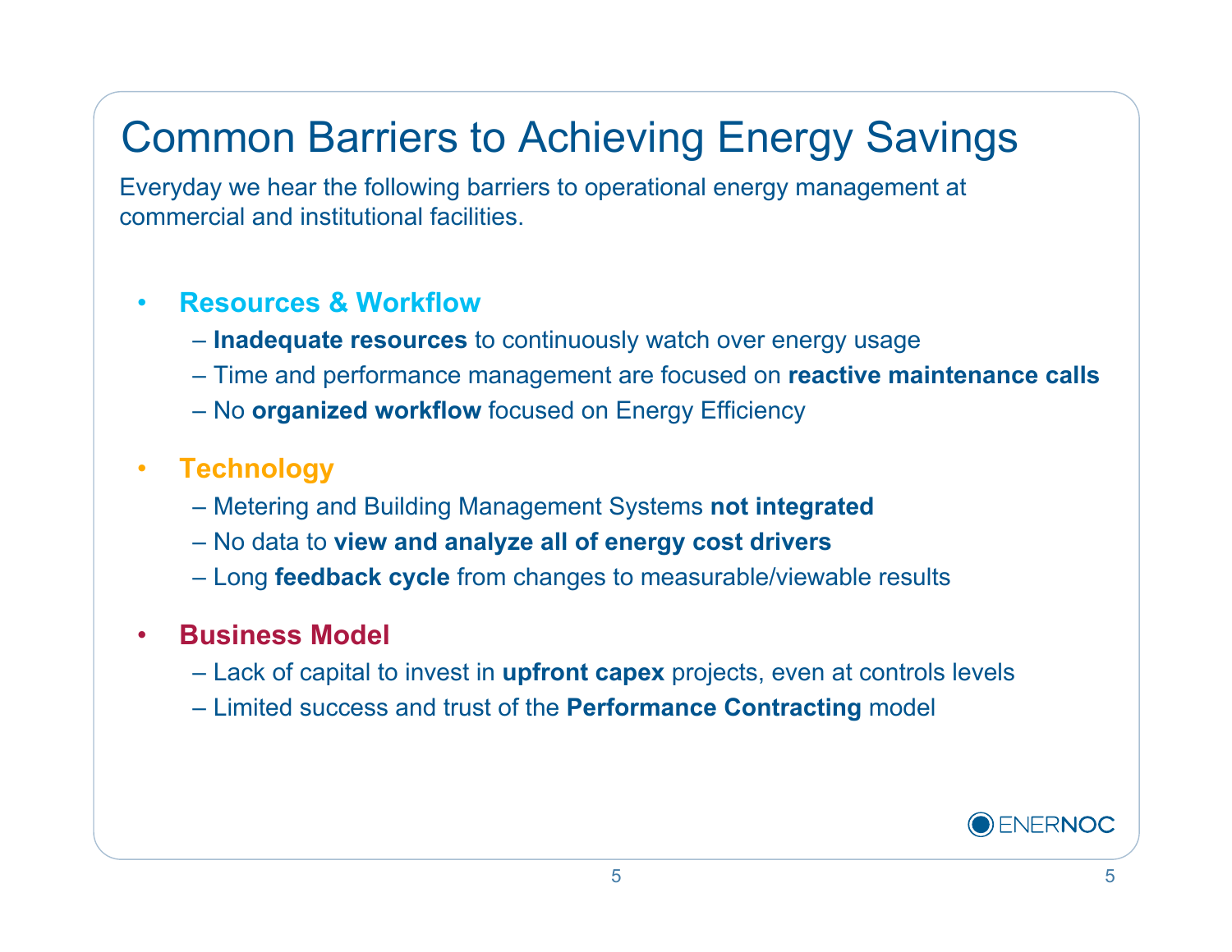# Common Barriers to Achieving Energy Savings

Everyday we hear the following barriers to operational energy management at commercial and institutional facilities.

- **Resources & Workflow**
  - **Inadequate resources** to continuously watch over energy usage
  - Time and performance management are focused on **reactive maintenance calls**
  - No **organized workflow** focused on Energy Efficiency
- **Technology**
  - Metering and Building Management Systems **not integrated**
  - No data to **view and analyze all of energy cost drivers**
  - Long **feedback cycle** from changes to measurable/viewable results
- **Business Model**
  - Lack of capital to invest in **upfront capex** projects, even at controls levels
  - Limited success and trust of the **Performance Contracting** model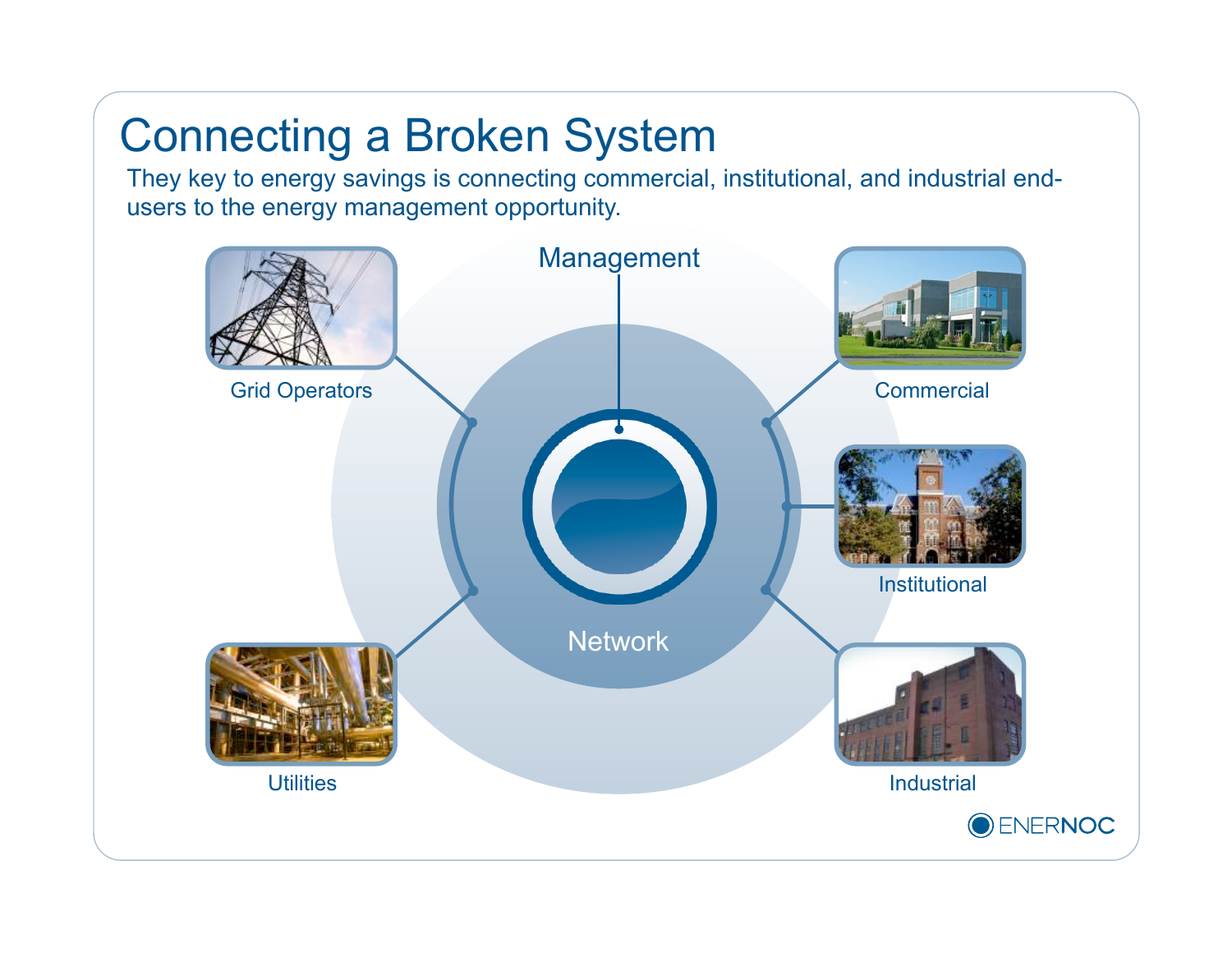# Connecting a Broken System

They key to energy savings is connecting commercial, institutional, and industrial end-users to the energy management opportunity.

Management

Grid Operators

Commercial

Institutional

Network

Utilities

Industrial

ENERNOC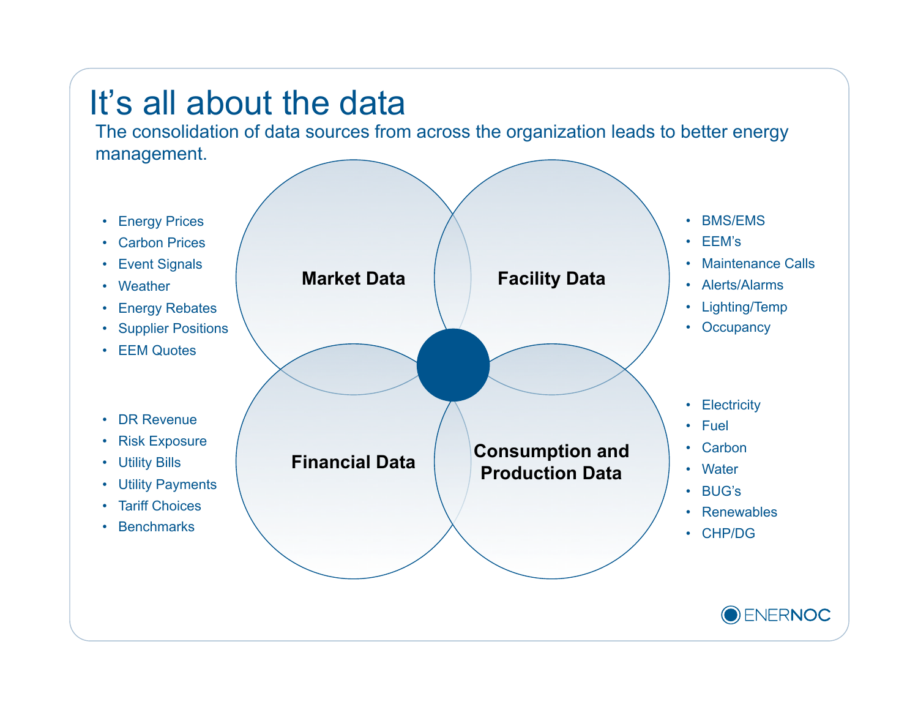# It's all about the data

The consolidation of data sources from across the organization leads to better energy management.

**Market Data**

- Energy Prices
- Carbon Prices
- Event Signals
- Weather
- Energy Rebates
- Supplier Positions
- EEM Quotes

**Facility Data**

- BMS/EMS
- EEM's
- Maintenance Calls
- Alerts/Alarms
- Lighting/Temp
- Occupancy

**Financial Data**

- DR Revenue
- Risk Exposure
- Utility Bills
- Utility Payments
- Tariff Choices
- Benchmarks

**Consumption and Production Data**

- Electricity
- Fuel
- Carbon
- Water
- BUG's
- Renewables
- CHP/DG

ENERNOC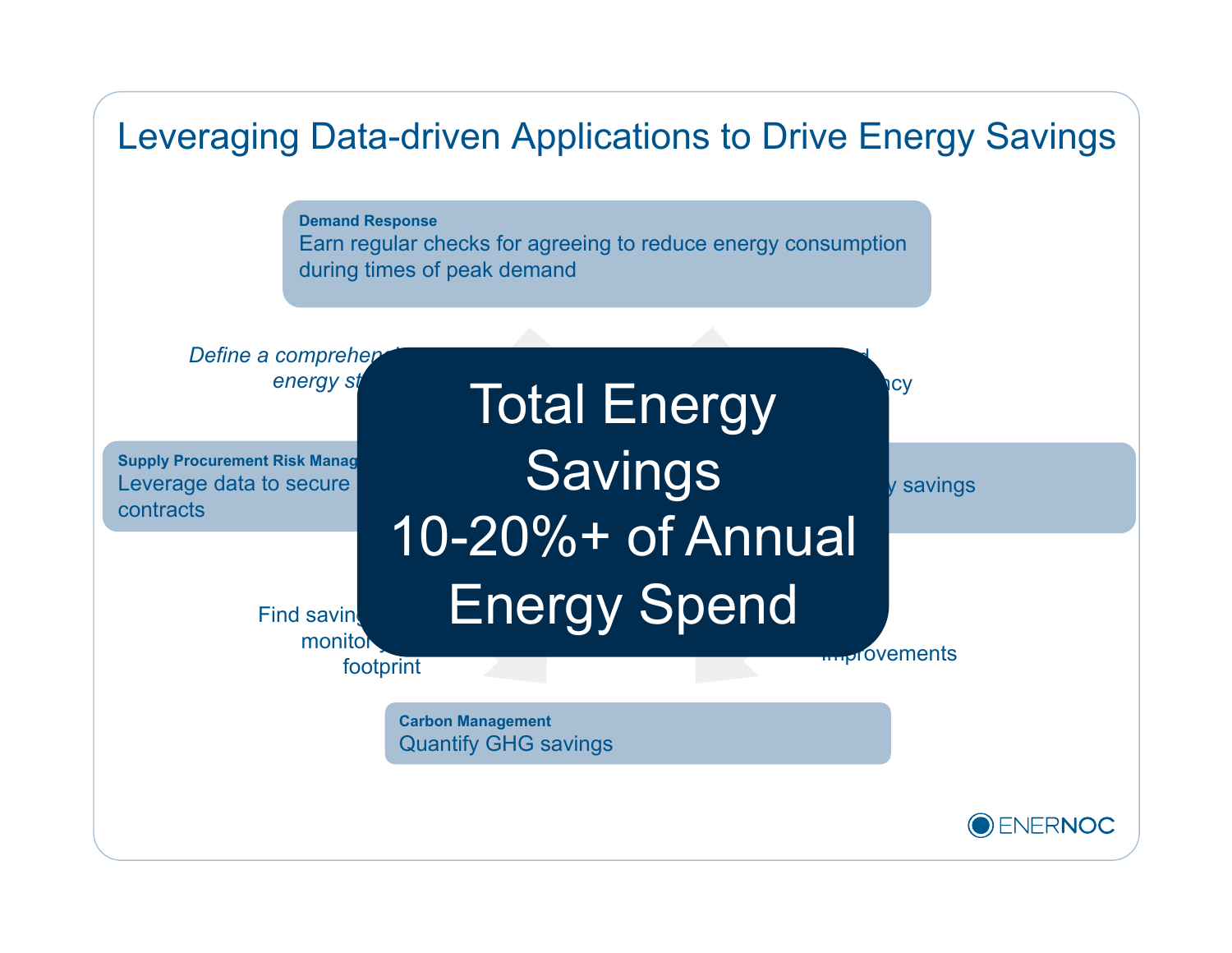# Leveraging Data-driven Applications to Drive Energy Savings

**Demand Response**
Earn regular checks for agreeing to reduce energy consumption during times of peak demand

*Define a comprehen... energy st...*

...d ...ncy

**Supply Procurement Risk Manag...**
Leverage data to secure ... contracts

...y savings

Find saving... monitor ... footprint

...mprovements

**Carbon Management**
Quantify GHG savings

Total Energy Savings
10-20%+ of Annual Energy Spend

ENERNOC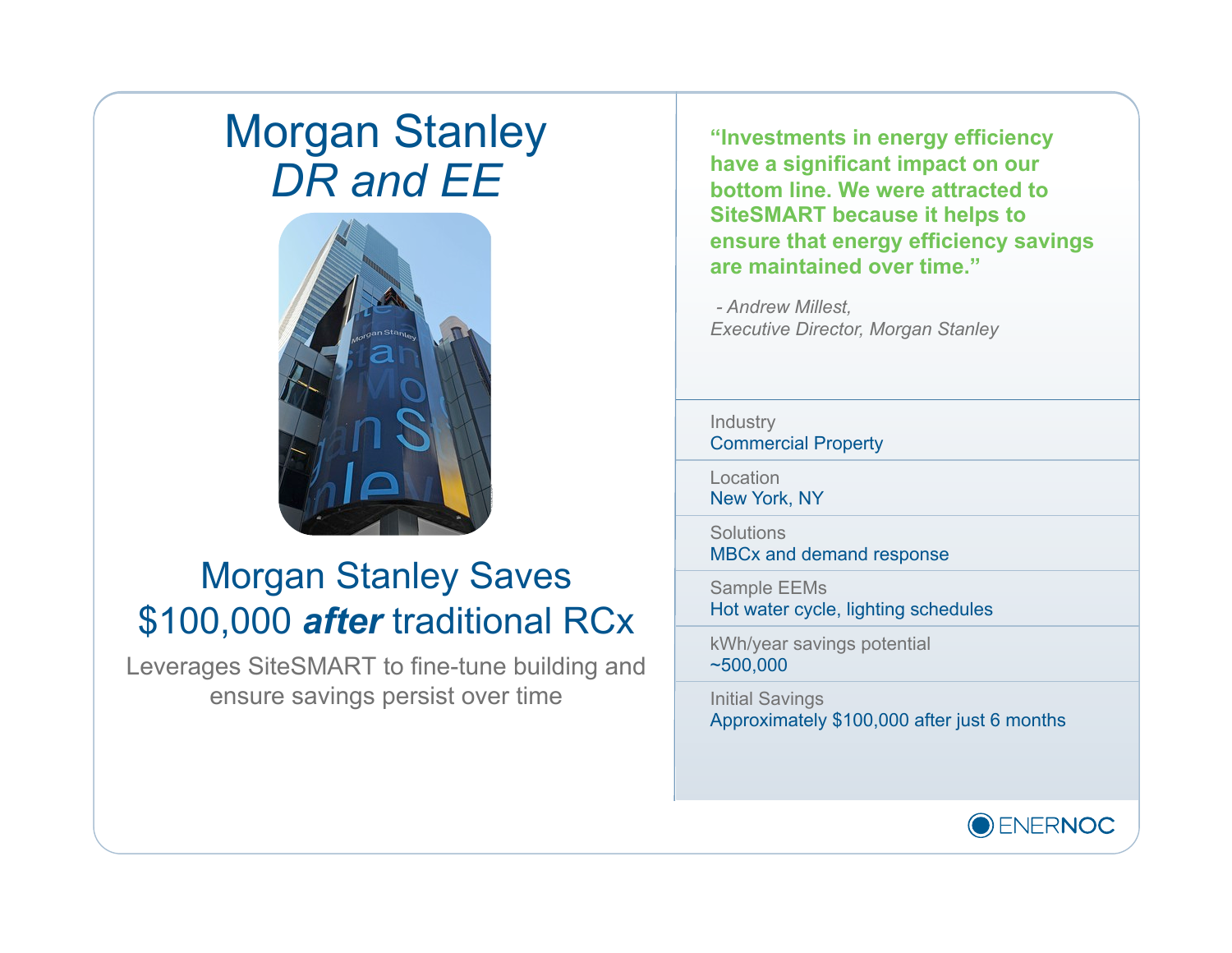# Morgan Stanley
## *DR and EE*

## Morgan Stanley Saves $100,000 ***after*** traditional RCx

Leverages SiteSMART to fine-tune building and ensure savings persist over time

**"Investments in energy efficiency have a significant impact on our bottom line. We were attracted to SiteSMART because it helps to ensure that energy efficiency savings are maintained over time."**

*- Andrew Millest,*
*Executive Director, Morgan Stanley*

Industry
Commercial Property

Location
New York, NY

Solutions
MBCx and demand response

Sample EEMs
Hot water cycle, lighting schedules

kWh/year savings potential
~500,000

Initial Savings
Approximately $100,000 after just 6 months

ENERNOC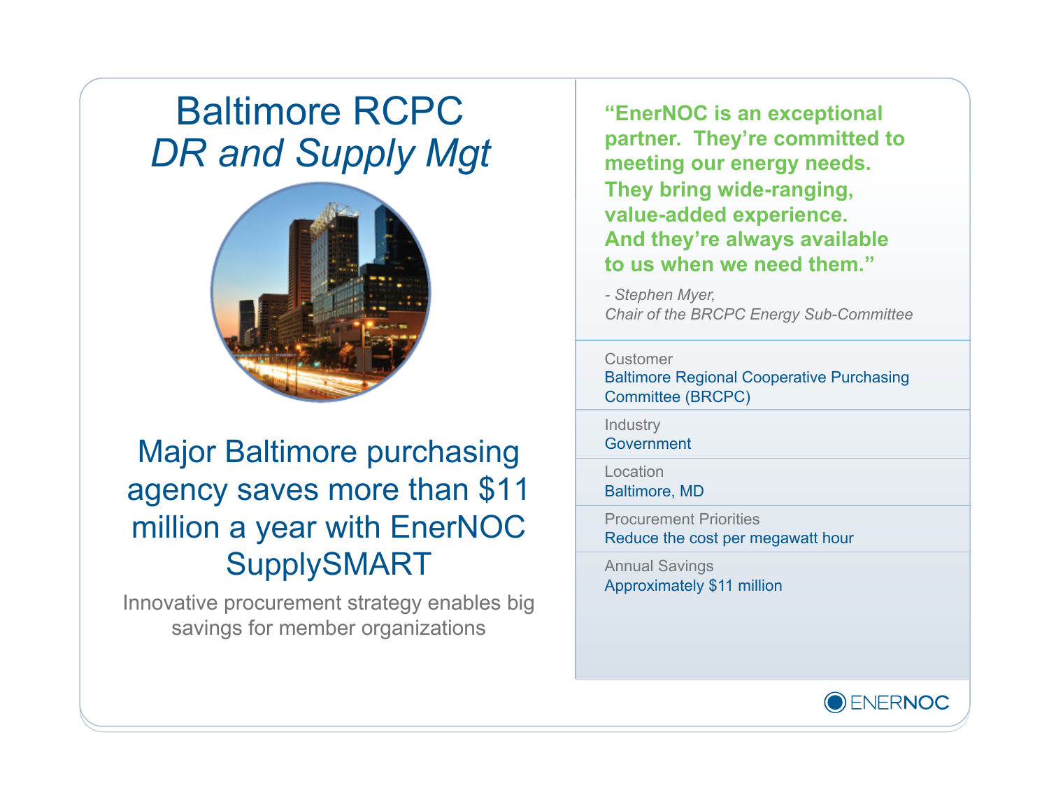# Baltimore RCPC
## *DR and Supply Mgt*

## Major Baltimore purchasing agency saves more than $11 million a year with EnerNOC SupplySMART

Innovative procurement strategy enables big savings for member organizations

**"EnerNOC is an exceptional partner. They're committed to meeting our energy needs. They bring wide-ranging, value-added experience. And they're always available to us when we need them."**

*- Stephen Myer,*
*Chair of the BRCPC Energy Sub-Committee*

Customer
Baltimore Regional Cooperative Purchasing Committee (BRCPC)

Industry
Government

Location
Baltimore, MD

Procurement Priorities
Reduce the cost per megawatt hour

Annual Savings
Approximately $11 million

ENERNOC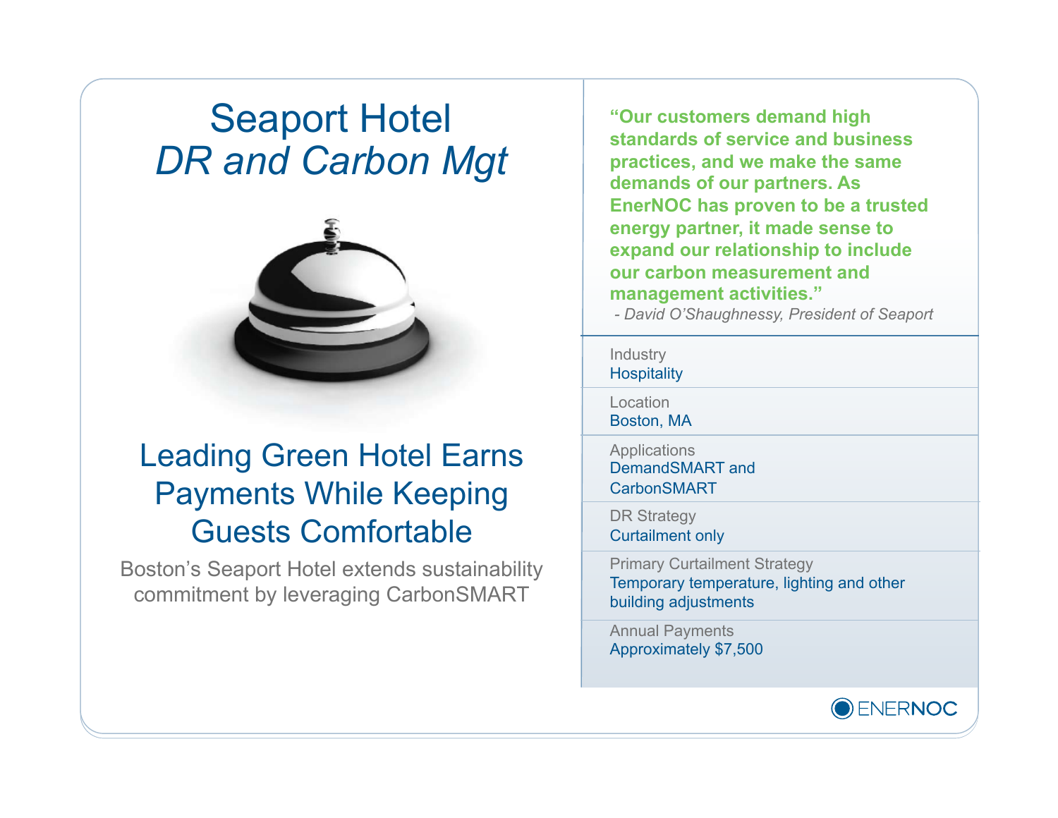# Seaport Hotel
## *DR and Carbon Mgt*

## Leading Green Hotel Earns Payments While Keeping Guests Comfortable

Boston's Seaport Hotel extends sustainability commitment by leveraging CarbonSMART

**"Our customers demand high standards of service and business practices, and we make the same demands of our partners. As EnerNOC has proven to be a trusted energy partner, it made sense to expand our relationship to include our carbon measurement and management activities."**

*- David O'Shaughnessy, President of Seaport*

Industry
Hospitality

Location
Boston, MA

Applications
DemandSMART and CarbonSMART

DR Strategy
Curtailment only

Primary Curtailment Strategy
Temporary temperature, lighting and other building adjustments

Annual Payments
Approximately $7,500

ENERNOC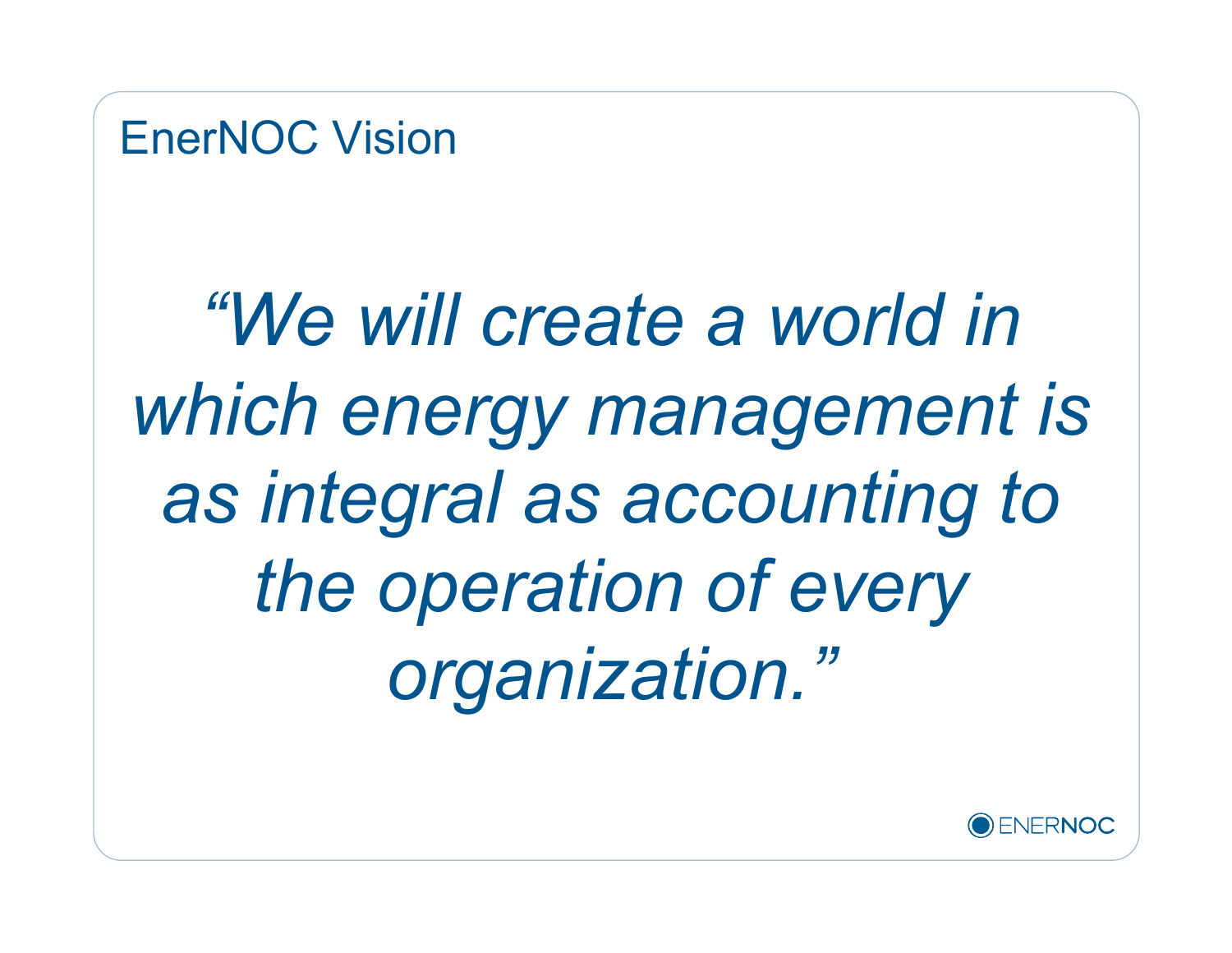# EnerNOC Vision

*"We will create a world in which energy management is as integral as accounting to the operation of every organization."*

ENERNOC